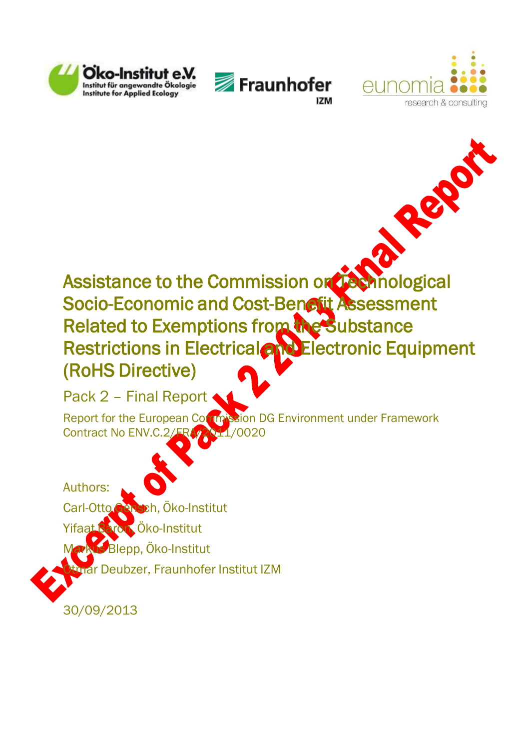Öko-Institut e.V. Institut für angewandte Ökologie Institute for Applied Ecology

Fraunhofer IZM

eunomia research & consulting

**Excerpt of Pack 2 2013 Final Report**

# Assistance to the Commission on Technological Socio-Economic and Cost-Benefit Assessment Related to Exemptions from the Substance Restrictions in Electrical and Electronic Equipment (RoHS Directive)

## Pack 2 – Final Report

Report for the European Commission DG Environment under Framework Contract No ENV.C.2/FRA/2011/0020

Authors:

Carl-Otto Gensch, Öko-Institut

Yifaat Baron, Öko-Institut

Markus Blepp, Öko-Institut

Otmar Deubzer, Fraunhofer Institut IZM

30/09/2013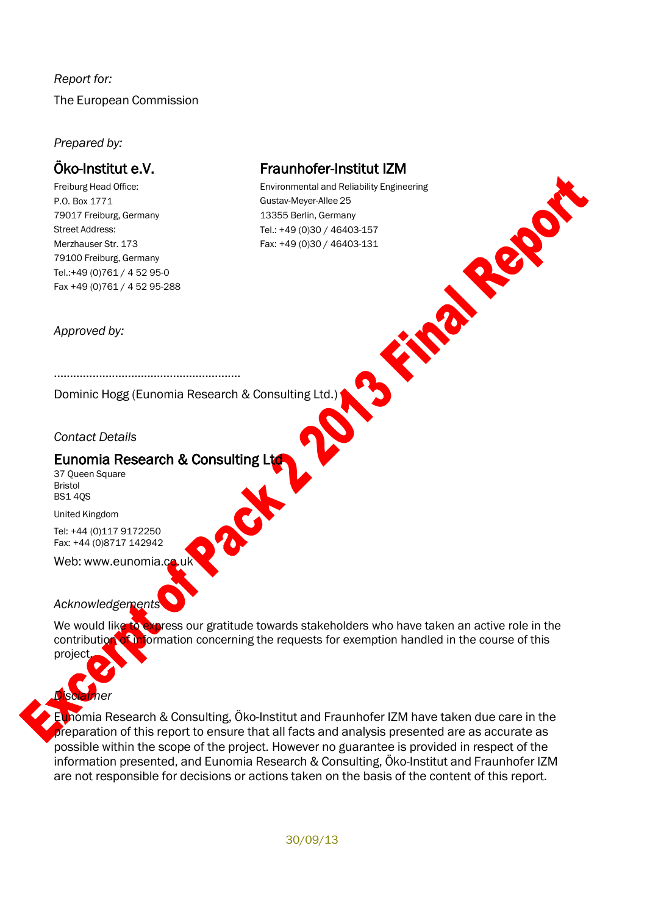*Report for:*

The European Commission

*Prepared by:*

## Öko-Institut e.V.

Freiburg Head Office:
P.O. Box 1771
79017 Freiburg, Germany
Street Address:
Merzhauser Str. 173
79100 Freiburg, Germany
Tel.:+49 (0)761 / 4 52 95-0
Fax +49 (0)761 / 4 52 95-288

## Fraunhofer-Institut IZM

Environmental and Reliability Engineering
Gustav-Meyer-Allee 25
13355 Berlin, Germany
Tel.: +49 (0)30 / 46403-157
Fax: +49 (0)30 / 46403-131

*Approved by:*

.........................................................

Dominic Hogg (Eunomia Research & Consulting Ltd.)

*Contact Details*

## Eunomia Research & Consulting Ltd

37 Queen Square
Bristol
BS1 4QS

United Kingdom

Tel: +44 (0)117 9172250
Fax: +44 (0)8717 142942

Web: www.eunomia.co.uk

*Acknowledgements*

We would like to express our gratitude towards stakeholders who have taken an active role in the contribution of information concerning the requests for exemption handled in the course of this project.

*Disclaimer*

Eunomia Research & Consulting, Öko-Institut and Fraunhofer IZM have taken due care in the preparation of this report to ensure that all facts and analysis presented are as accurate as possible within the scope of the project. However no guarantee is provided in respect of the information presented, and Eunomia Research & Consulting, Öko-Institut and Fraunhofer IZM are not responsible for decisions or actions taken on the basis of the content of this report.

Excerpt of Pack 2 2013 Final Report

30/09/13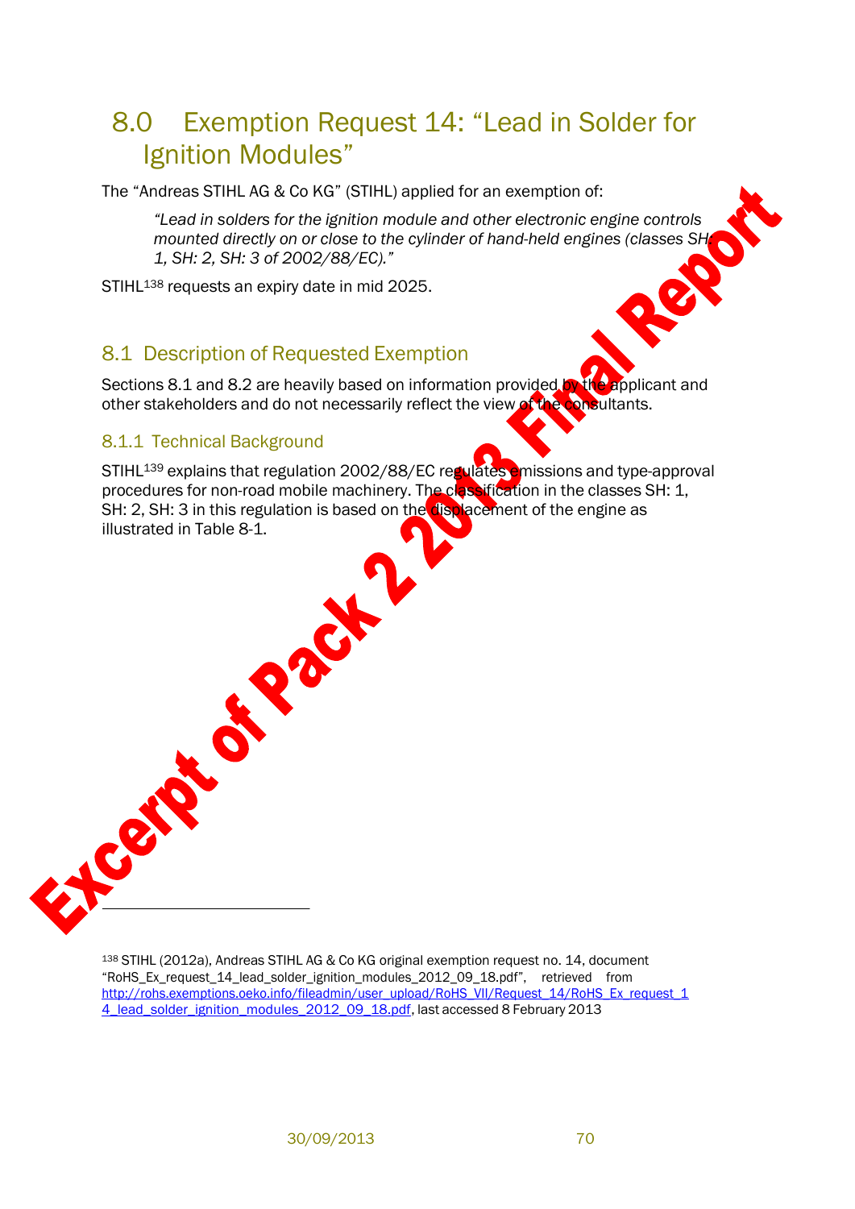# 8.0 Exemption Request 14: "Lead in Solder for Ignition Modules"

The "Andreas STIHL AG & Co KG" (STIHL) applied for an exemption of:

> *"Lead in solders for the ignition module and other electronic engine controls mounted directly on or close to the cylinder of hand-held engines (classes SH: 1, SH: 2, SH: 3 of 2002/88/EC)."*

STIHL[138] requests an expiry date in mid 2025.

## 8.1 Description of Requested Exemption

Sections 8.1 and 8.2 are heavily based on information provided by the applicant and other stakeholders and do not necessarily reflect the view of the consultants.

### 8.1.1 Technical Background

STIHL[139] explains that regulation 2002/88/EC regulates emissions and type-approval procedures for non-road mobile machinery. The classification in the classes SH: 1, SH: 2, SH: 3 in this regulation is based on the displacement of the engine as illustrated in Table 8-1.

Excerpt of Pack 2 2013 Final Report

---

[138] STIHL (2012a), Andreas STIHL AG & Co KG original exemption request no. 14, document "RoHS_Ex_request_14_lead_solder_ignition_modules_2012_09_18.pdf", retrieved from http://rohs.exemptions.oeko.info/fileadmin/user_upload/RoHS_VII/Request_14/RoHS_Ex_request_14_lead_solder_ignition_modules_2012_09_18.pdf, last accessed 8 February 2013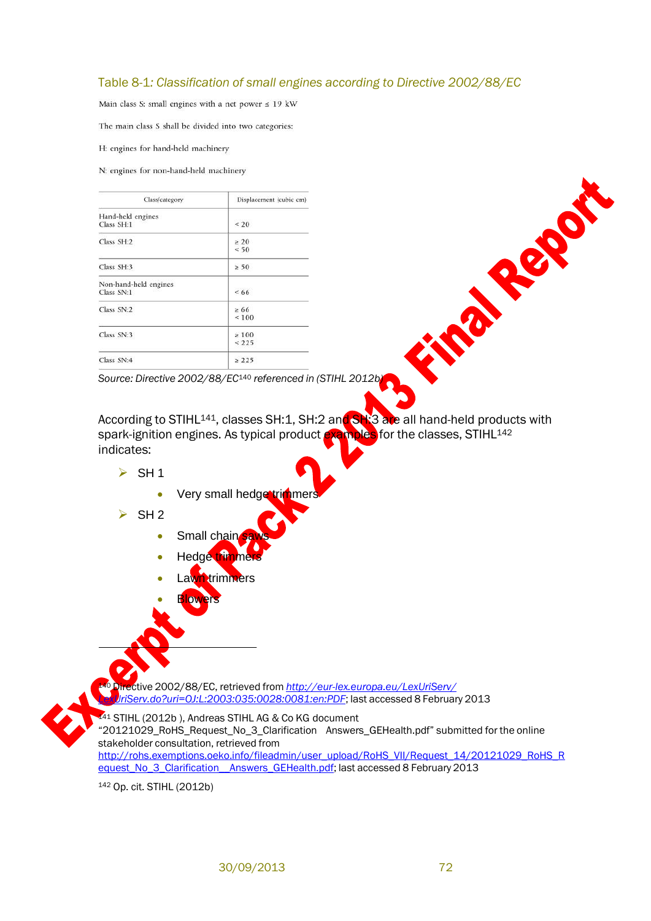Table 8-1: *Classification of small engines according to Directive 2002/88/EC*

Main class S: small engines with a net power ≤ 19 kW

The main class S shall be divided into two categories:

H: engines for hand-held machinery

N: engines for non-hand-held machinery

| Class/category | Displacement (cubic cm) |
|---|---|
| Hand-held engines Class SH:1 | < 20 |
| Class SH:2 | ≥ 20 < 50 |
| Class SH:3 | ≥ 50 |
| Non-hand-held engines Class SN:1 | < 66 |
| Class SN:2 | ≥ 66 < 100 |
| Class SN:3 | ≥ 100 < 225 |
| Class SN:4 | ≥ 225 |

*Source: Directive 2002/88/EC[140] referenced in (STIHL 2012b)*

According to STIHL[141], classes SH:1, SH:2 and SH:3 are all hand-held products with spark-ignition engines. As typical product examples for the classes, STIHL[142] indicates:

- SH 1
  - Very small hedge trimmers
- SH 2
  - Small chain saws
  - Hedge trimmers
  - Lawn trimmers
  - Blowers

---

[140] Directive 2002/88/EC, retrieved from http://eur-lex.europa.eu/LexUriServ/LexUriServ.do?uri=OJ:L:2003:035:0028:0081:en:PDF; last accessed 8 February 2013

[141] STIHL (2012b ), Andreas STIHL AG & Co KG document "20121029_RoHS_Request_No_3_Clarification Answers_GEHealth.pdf" submitted for the online stakeholder consultation, retrieved from http://rohs.exemptions.oeko.info/fileadmin/user_upload/RoHS_VII/Request_14/20121029_RoHS_Request_No_3_Clarification__Answers_GEHealth.pdf; last accessed 8 February 2013

[142] Op. cit. STIHL (2012b)

Excerpt of Pack 2 2013 Final Report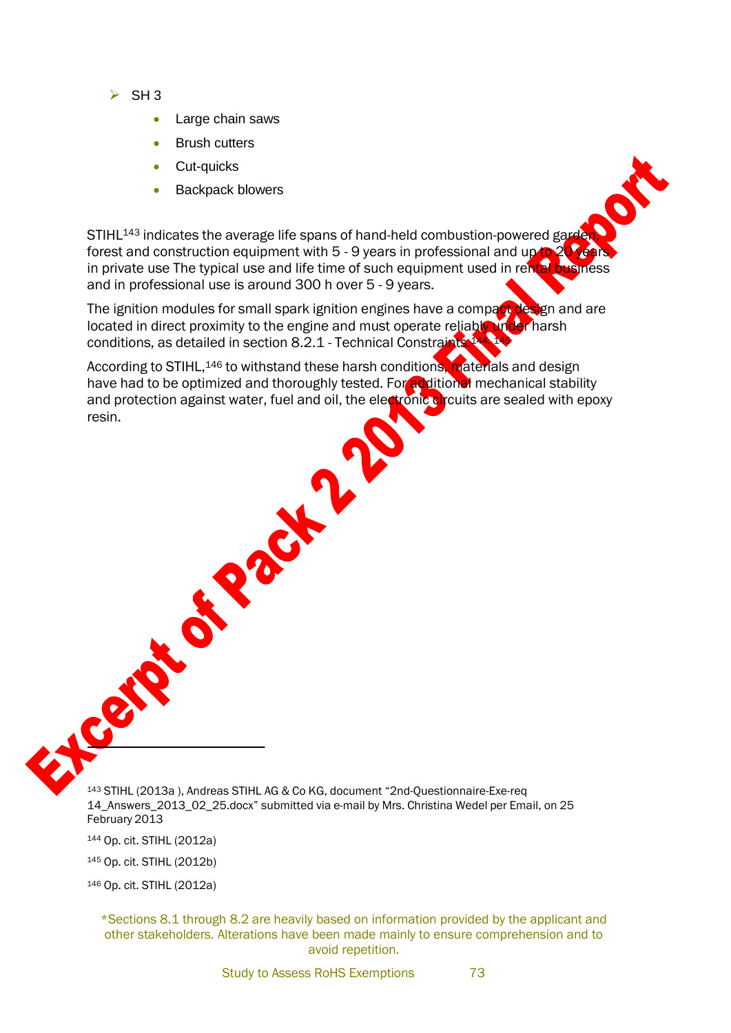- SH 3
    - Large chain saws
    - Brush cutters
    - Cut-quicks
    - Backpack blowers

STIHL[143] indicates the average life spans of hand-held combustion-powered garden, forest and construction equipment with 5 - 9 years in professional and up to 20 years in private use The typical use and life time of such equipment used in rental business and in professional use is around 300 h over 5 - 9 years.

The ignition modules for small spark ignition engines have a compact design and are located in direct proximity to the engine and must operate reliably under harsh conditions, as detailed in section 8.2.1 - Technical Constraints.[144, 145]

According to STIHL,[146] to withstand these harsh conditions, materials and design have had to be optimized and thoroughly tested. For additional mechanical stability and protection against water, fuel and oil, the electronic circuits are sealed with epoxy resin.

Excerpt of Pack 2 2013 Final Report

---

[143] STIHL (2013a ), Andreas STIHL AG & Co KG, document "2nd-Questionnaire-Exe-req 14_Answers_2013_02_25.docx" submitted via e-mail by Mrs. Christina Wedel per Email, on 25 February 2013

[144] Op. cit. STIHL (2012a)

[145] Op. cit. STIHL (2012b)

[146] Op. cit. STIHL (2012a)

*Sections 8.1 through 8.2 are heavily based on information provided by the applicant and other stakeholders. Alterations have been made mainly to ensure comprehension and to avoid repetition.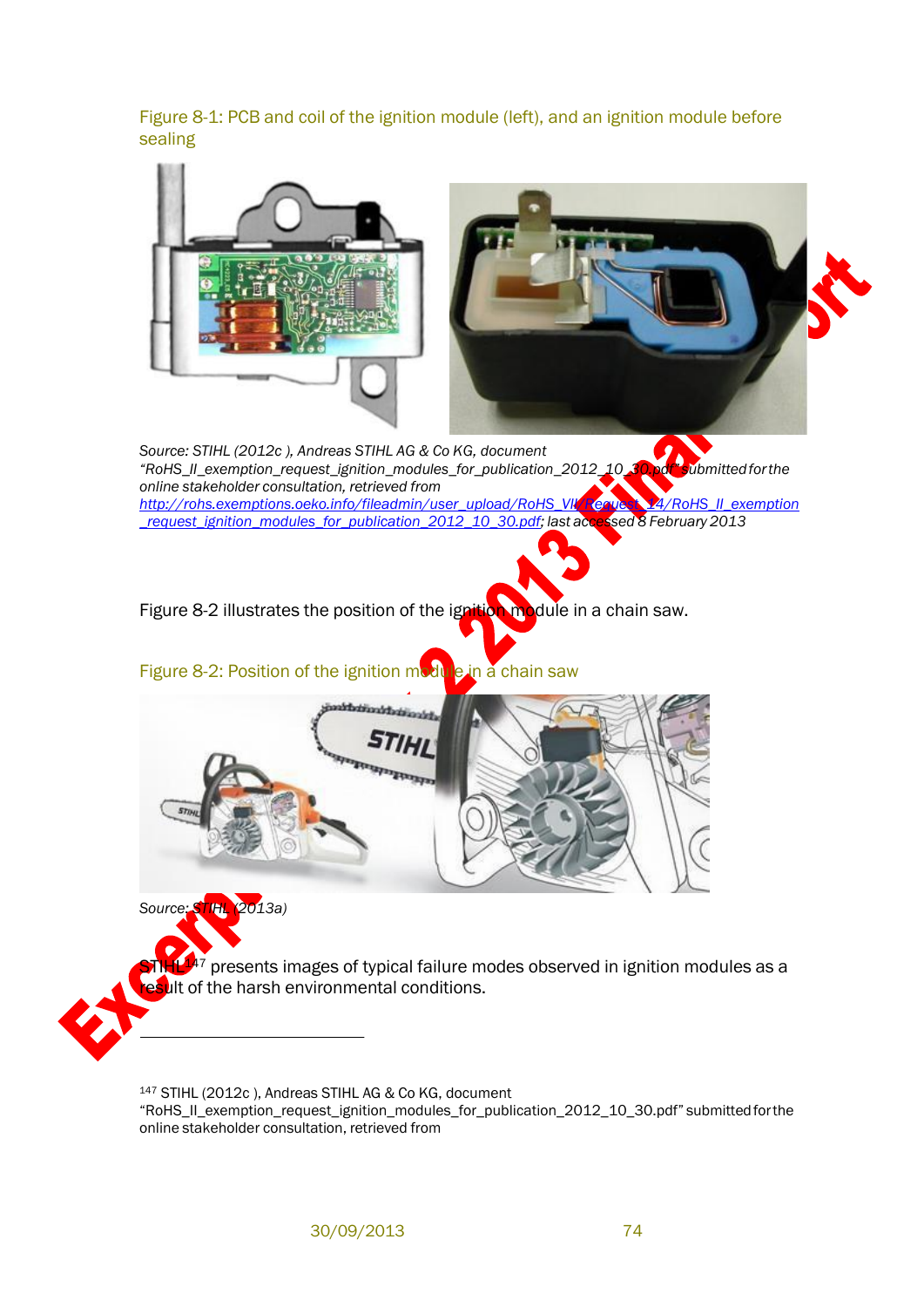Figure 8-1: PCB and coil of the ignition module (left), and an ignition module before sealing

*Source: STIHL (2012c ), Andreas STIHL AG & Co KG, document "RoHS_II_exemption_request_ignition_modules_for_publication_2012_10_30.pdf" submitted for the online stakeholder consultation, retrieved from [http://rohs.exemptions.oeko.info/fileadmin/user_upload/RoHS_VII/Request_14/RoHS_II_exemption_request_ignition_modules_for_publication_2012_10_30.pdf](http://rohs.exemptions.oeko.info/fileadmin/user_upload/RoHS_VII/Request_14/RoHS_II_exemption_request_ignition_modules_for_publication_2012_10_30.pdf); last accessed 8 February 2013*

Figure 8-2 illustrates the position of the ignition module in a chain saw.

Figure 8-2: Position of the ignition module in a chain saw

*Source: STIHL (2013a)*

STIHL[147] presents images of typical failure modes observed in ignition modules as a result of the harsh environmental conditions.

---

[147] STIHL (2012c ), Andreas STIHL AG & Co KG, document "RoHS_II_exemption_request_ignition_modules_for_publication_2012_10_30.pdf" submitted for the online stakeholder consultation, retrieved from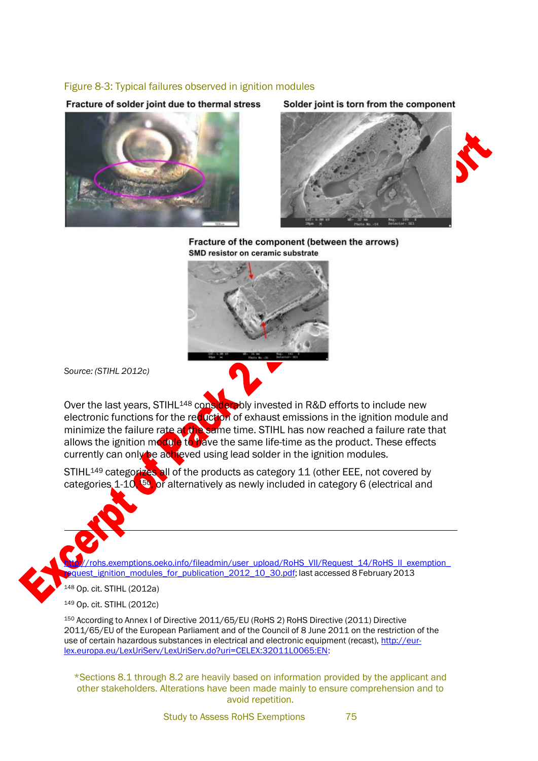Figure 8-3: Typical failures observed in ignition modules

Fracture of solder joint due to thermal stress

Solder joint is torn from the component

Fracture of the component (between the arrows)

SMD resistor on ceramic substrate

*Source: (STIHL 2012c)*

Over the last years, STIHL[148] considerably invested in R&D efforts to include new electronic functions for the reduction of exhaust emissions in the ignition module and minimize the failure rate at the same time. STIHL has now reached a failure rate that allows the ignition module to have the same life-time as the product. These effects currently can only be achieved using lead solder in the ignition modules.

STIHL[149] categorizes all of the products as category 11 (other EEE, not covered by categories 1-10)[150], or alternatively as newly included in category 6 (electrical and

---

http://rohs.exemptions.oeko.info/fileadmin/user_upload/RoHS_VII/Request_14/RoHS_II_exemption_request_ignition_modules_for_publication_2012_10_30.pdf; last accessed 8 February 2013

[148] Op. cit. STIHL (2012a)

[149] Op. cit. STIHL (2012c)

[150] According to Annex I of Directive 2011/65/EU (RoHS 2) RoHS Directive (2011) Directive 2011/65/EU of the European Parliament and of the Council of 8 June 2011 on the restriction of the use of certain hazardous substances in electrical and electronic equipment (recast), http://eur-lex.europa.eu/LexUriServ/LexUriServ.do?uri=CELEX:32011L0065:EN:

*Sections 8.1 through 8.2 are heavily based on information provided by the applicant and other stakeholders. Alterations have been made mainly to ensure comprehension and to avoid repetition.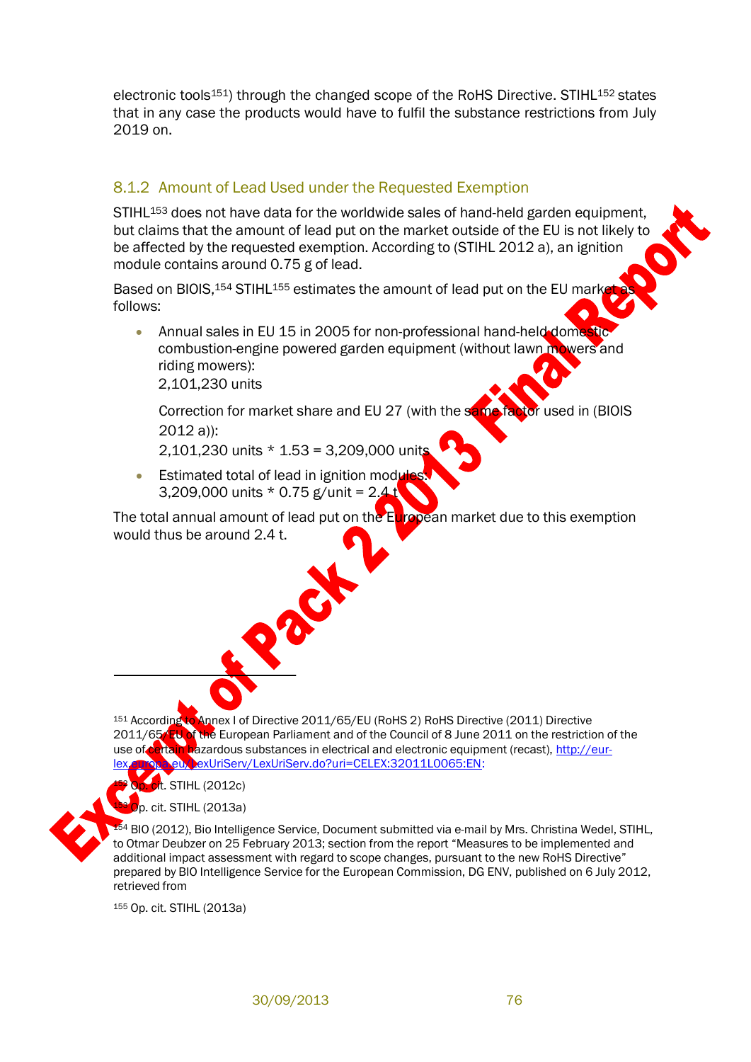electronic tools[151]) through the changed scope of the RoHS Directive. STIHL[152] states that in any case the products would have to fulfil the substance restrictions from July 2019 on.

### 8.1.2 Amount of Lead Used under the Requested Exemption

STIHL[153] does not have data for the worldwide sales of hand-held garden equipment, but claims that the amount of lead put on the market outside of the EU is not likely to be affected by the requested exemption. According to (STIHL 2012 a), an ignition module contains around 0.75 g of lead.

Based on BIOIS,[154] STIHL[155] estimates the amount of lead put on the EU market as follows:

- Annual sales in EU 15 in 2005 for non-professional hand-held domestic combustion-engine powered garden equipment (without lawn mowers and riding mowers):
  2,101,230 units

  Correction for market share and EU 27 (with the same factor used in (BIOIS 2012 a)):
  2,101,230 units * 1.53 = 3,209,000 units

- Estimated total of lead in ignition modules:
  3,209,000 units * 0.75 g/unit = 2.4 t

The total annual amount of lead put on the European market due to this exemption would thus be around 2.4 t.

---

[151] According to Annex I of Directive 2011/65/EU (RoHS 2) RoHS Directive (2011) Directive 2011/65/EU of the European Parliament and of the Council of 8 June 2011 on the restriction of the use of certain hazardous substances in electrical and electronic equipment (recast), http://eur-lex.europa.eu/LexUriServ/LexUriServ.do?uri=CELEX:32011L0065:EN;

[152] Op. cit. STIHL (2012c)

[153] Op. cit. STIHL (2013a)

[154] BIO (2012), Bio Intelligence Service, Document submitted via e-mail by Mrs. Christina Wedel, STIHL, to Otmar Deubzer on 25 February 2013; section from the report "Measures to be implemented and additional impact assessment with regard to scope changes, pursuant to the new RoHS Directive" prepared by BIO Intelligence Service for the European Commission, DG ENV, published on 6 July 2012, retrieved from

[155] Op. cit. STIHL (2013a)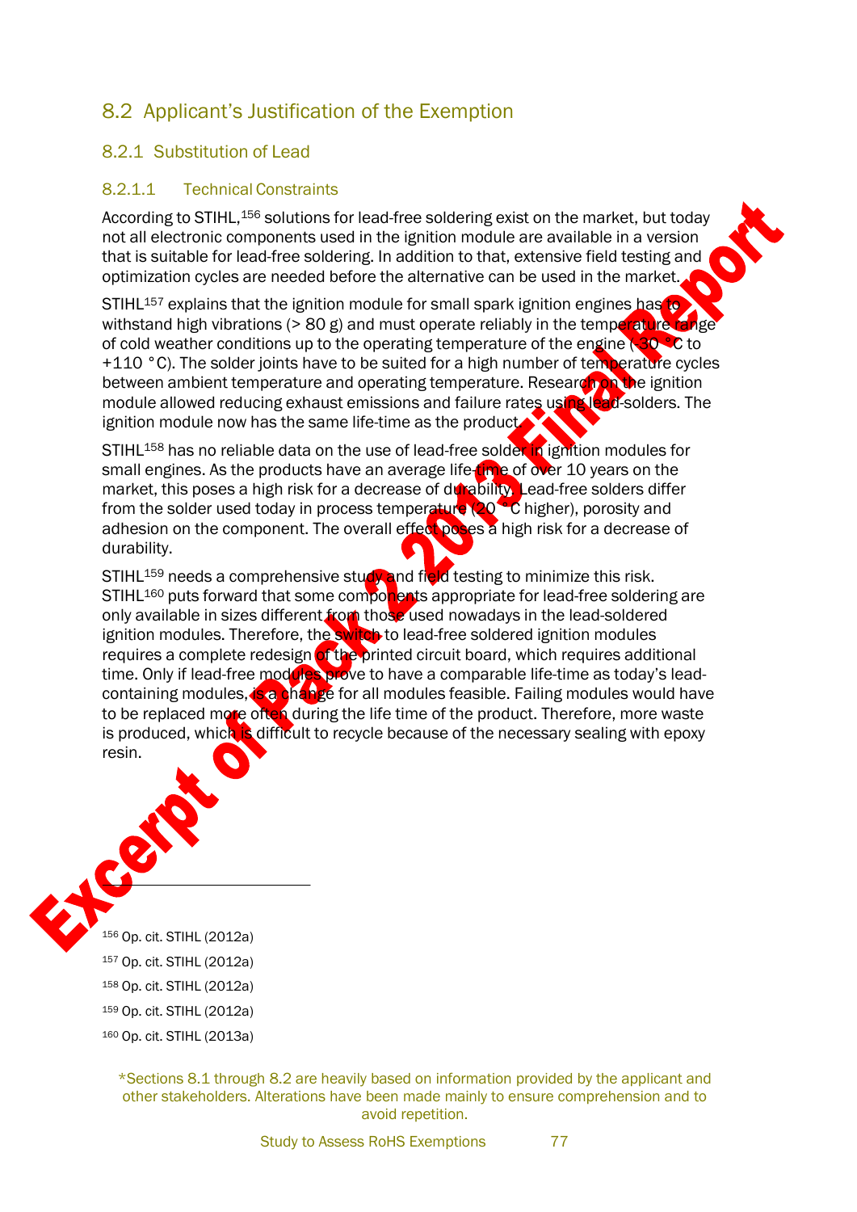## 8.2 Applicant's Justification of the Exemption

### 8.2.1 Substitution of Lead

#### 8.2.1.1 Technical Constraints

According to STIHL,[156] solutions for lead-free soldering exist on the market, but today not all electronic components used in the ignition module are available in a version that is suitable for lead-free soldering. In addition to that, extensive field testing and optimization cycles are needed before the alternative can be used in the market.

STIHL[157] explains that the ignition module for small spark ignition engines has to withstand high vibrations (> 80 g) and must operate reliably in the temperature range of cold weather conditions up to the operating temperature of the engine (-30 °C to +110 °C). The solder joints have to be suited for a high number of temperature cycles between ambient temperature and operating temperature. Research on the ignition module allowed reducing exhaust emissions and failure rates using lead-solders. The ignition module now has the same life-time as the product.

STIHL[158] has no reliable data on the use of lead-free solder in ignition modules for small engines. As the products have an average life-time of over 10 years on the market, this poses a high risk for a decrease of durability. Lead-free solders differ from the solder used today in process temperature (20 °C higher), porosity and adhesion on the component. The overall effect poses a high risk for a decrease of durability.

STIHL[159] needs a comprehensive study and field testing to minimize this risk. STIHL[160] puts forward that some components appropriate for lead-free soldering are only available in sizes different from those used nowadays in the lead-soldered ignition modules. Therefore, the switch to lead-free soldered ignition modules requires a complete redesign of the printed circuit board, which requires additional time. Only if lead-free modules prove to have a comparable life-time as today's lead-containing modules, is a change for all modules feasible. Failing modules would have to be replaced more often during the life time of the product. Therefore, more waste is produced, which is difficult to recycle because of the necessary sealing with epoxy resin.

---

[156] Op. cit. STIHL (2012a)

[157] Op. cit. STIHL (2012a)

[158] Op. cit. STIHL (2012a)

[159] Op. cit. STIHL (2012a)

[160] Op. cit. STIHL (2013a)

*Sections 8.1 through 8.2 are heavily based on information provided by the applicant and other stakeholders. Alterations have been made mainly to ensure comprehension and to avoid repetition.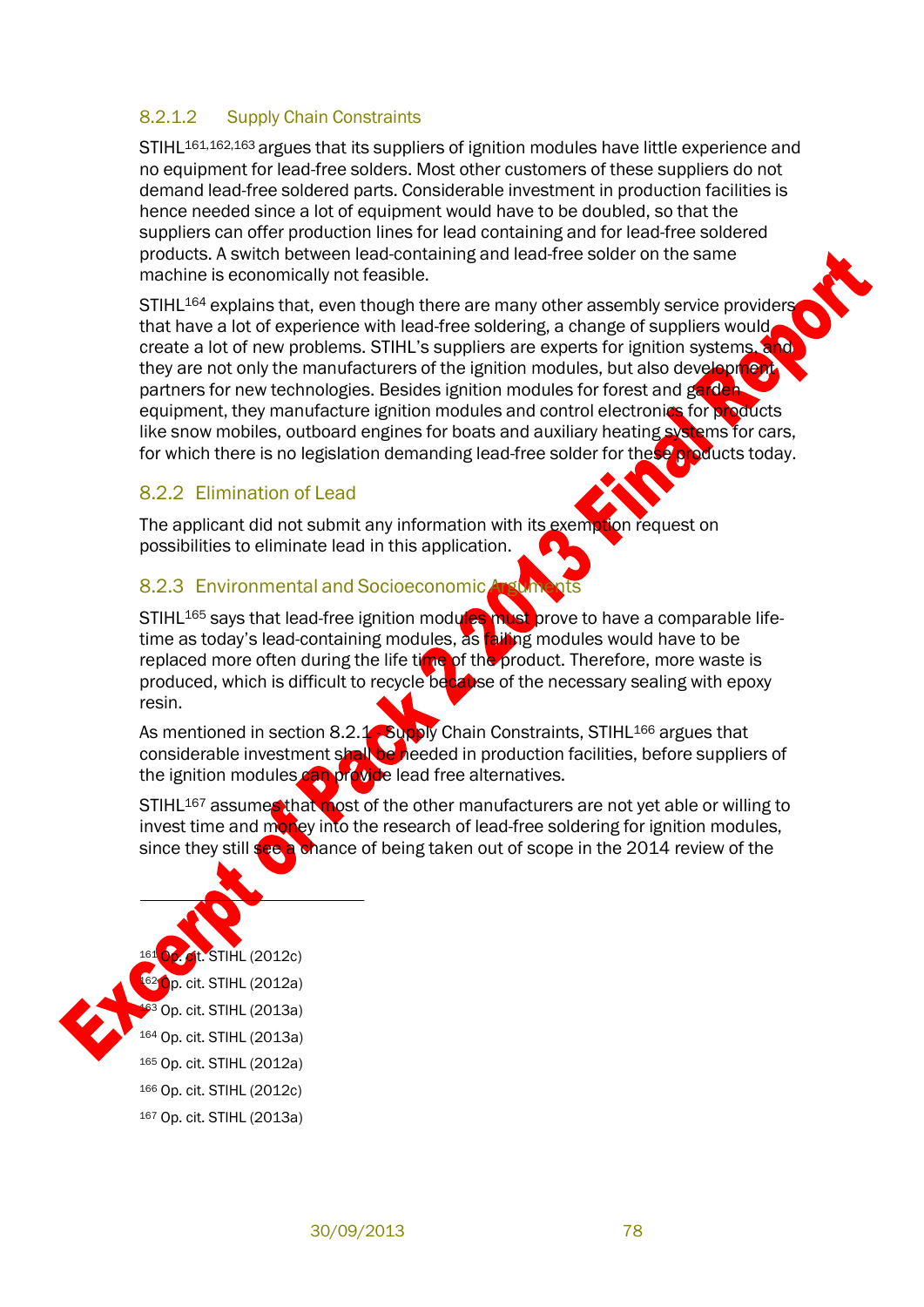#### 8.2.1.2 Supply Chain Constraints

STIHL[161,162,163] argues that its suppliers of ignition modules have little experience and no equipment for lead-free solders. Most other customers of these suppliers do not demand lead-free soldered parts. Considerable investment in production facilities is hence needed since a lot of equipment would have to be doubled, so that the suppliers can offer production lines for lead containing and for lead-free soldered products. A switch between lead-containing and lead-free solder on the same machine is economically not feasible.

STIHL[164] explains that, even though there are many other assembly service providers that have a lot of experience with lead-free soldering, a change of suppliers would create a lot of new problems. STIHL's suppliers are experts for ignition systems, and they are not only the manufacturers of the ignition modules, but also development partners for new technologies. Besides ignition modules for forest and garden equipment, they manufacture ignition modules and control electronics for products like snow mobiles, outboard engines for boats and auxiliary heating systems for cars, for which there is no legislation demanding lead-free solder for these products today.

### 8.2.2 Elimination of Lead

The applicant did not submit any information with its exemption request on possibilities to eliminate lead in this application.

### 8.2.3 Environmental and Socioeconomic Arguments

STIHL[165] says that lead-free ignition modules must prove to have a comparable life-time as today's lead-containing modules, as failing modules would have to be replaced more often during the life time of the product. Therefore, more waste is produced, which is difficult to recycle because of the necessary sealing with epoxy resin.

As mentioned in section 8.2.1.2 Supply Chain Constraints, STIHL[166] argues that considerable investment shall be needed in production facilities, before suppliers of the ignition modules can provide lead free alternatives.

STIHL[167] assumes that most of the other manufacturers are not yet able or willing to invest time and money into the research of lead-free soldering for ignition modules, since they still see a chance of being taken out of scope in the 2014 review of the

---

[161] Op. cit. STIHL (2012c)

[162] Op. cit. STIHL (2012a)

[163] Op. cit. STIHL (2013a)

[164] Op. cit. STIHL (2013a)

[165] Op. cit. STIHL (2012a)

[166] Op. cit. STIHL (2012c)

[167] Op. cit. STIHL (2013a)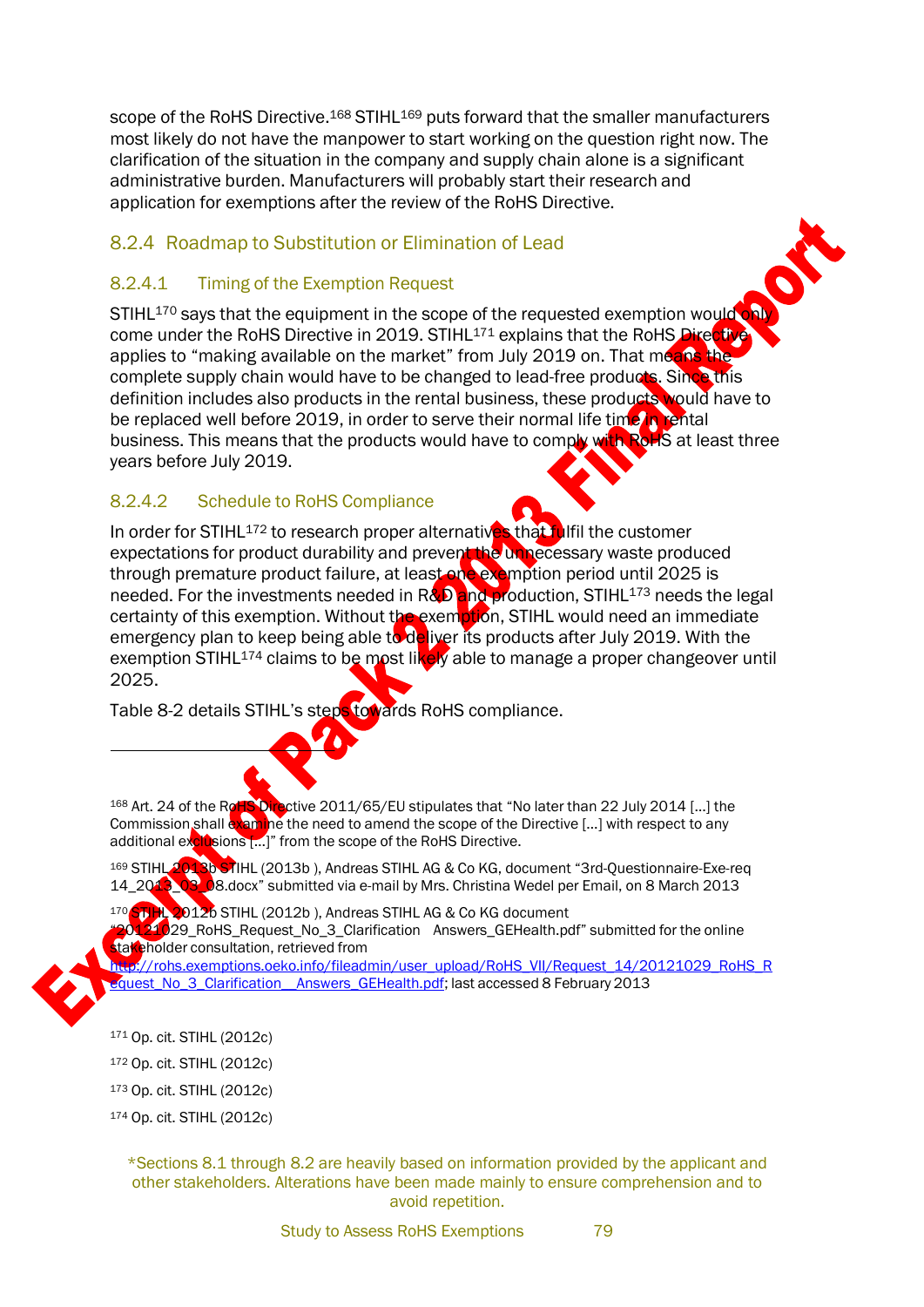scope of the RoHS Directive.[168] STIHL[169] puts forward that the smaller manufacturers most likely do not have the manpower to start working on the question right now. The clarification of the situation in the company and supply chain alone is a significant administrative burden. Manufacturers will probably start their research and application for exemptions after the review of the RoHS Directive.

### 8.2.4 Roadmap to Substitution or Elimination of Lead

#### 8.2.4.1 Timing of the Exemption Request

STIHL[170] says that the equipment in the scope of the requested exemption would only come under the RoHS Directive in 2019. STIHL[171] explains that the RoHS Directive applies to "making available on the market" from July 2019 on. That means the complete supply chain would have to be changed to lead-free products. Since this definition includes also products in the rental business, these products would have to be replaced well before 2019, in order to serve their normal life time in rental business. This means that the products would have to comply with RoHS at least three years before July 2019.

#### 8.2.4.2 Schedule to RoHS Compliance

In order for STIHL[172] to research proper alternatives that fulfil the customer expectations for product durability and prevent the unnecessary waste produced through premature product failure, at least one exemption period until 2025 is needed. For the investments needed in R&D and production, STIHL[173] needs the legal certainty of this exemption. Without the exemption, STIHL would need an immediate emergency plan to keep being able to deliver its products after July 2019. With the exemption STIHL[174] claims to be most likely able to manage a proper changeover until 2025.

Table 8-2 details STIHL's steps towards RoHS compliance.

---

[168] Art. 24 of the RoHS Directive 2011/65/EU stipulates that "No later than 22 July 2014 […] the Commission shall examine the need to amend the scope of the Directive […] with respect to any additional exclusions […]" from the scope of the RoHS Directive.

[169] STIHL 2013b STIHL (2013b ), Andreas STIHL AG & Co KG, document "3rd-Questionnaire-Exe-req 14_2013_03_08.docx" submitted via e-mail by Mrs. Christina Wedel per Email, on 8 March 2013

[170] STIHL 2012b STIHL (2012b ), Andreas STIHL AG & Co KG document "20121029_RoHS_Request_No_3_Clarification Answers_GEHealth.pdf" submitted for the online stakeholder consultation, retrieved from http://rohs.exemptions.oeko.info/fileadmin/user_upload/RoHS_VII/Request_14/20121029_RoHS_Request_No_3_Clarification__Answers_GEHealth.pdf; last accessed 8 February 2013

[171] Op. cit. STIHL (2012c)

[172] Op. cit. STIHL (2012c)

[173] Op. cit. STIHL (2012c)

[174] Op. cit. STIHL (2012c)

*Sections 8.1 through 8.2 are heavily based on information provided by the applicant and other stakeholders. Alterations have been made mainly to ensure comprehension and to avoid repetition.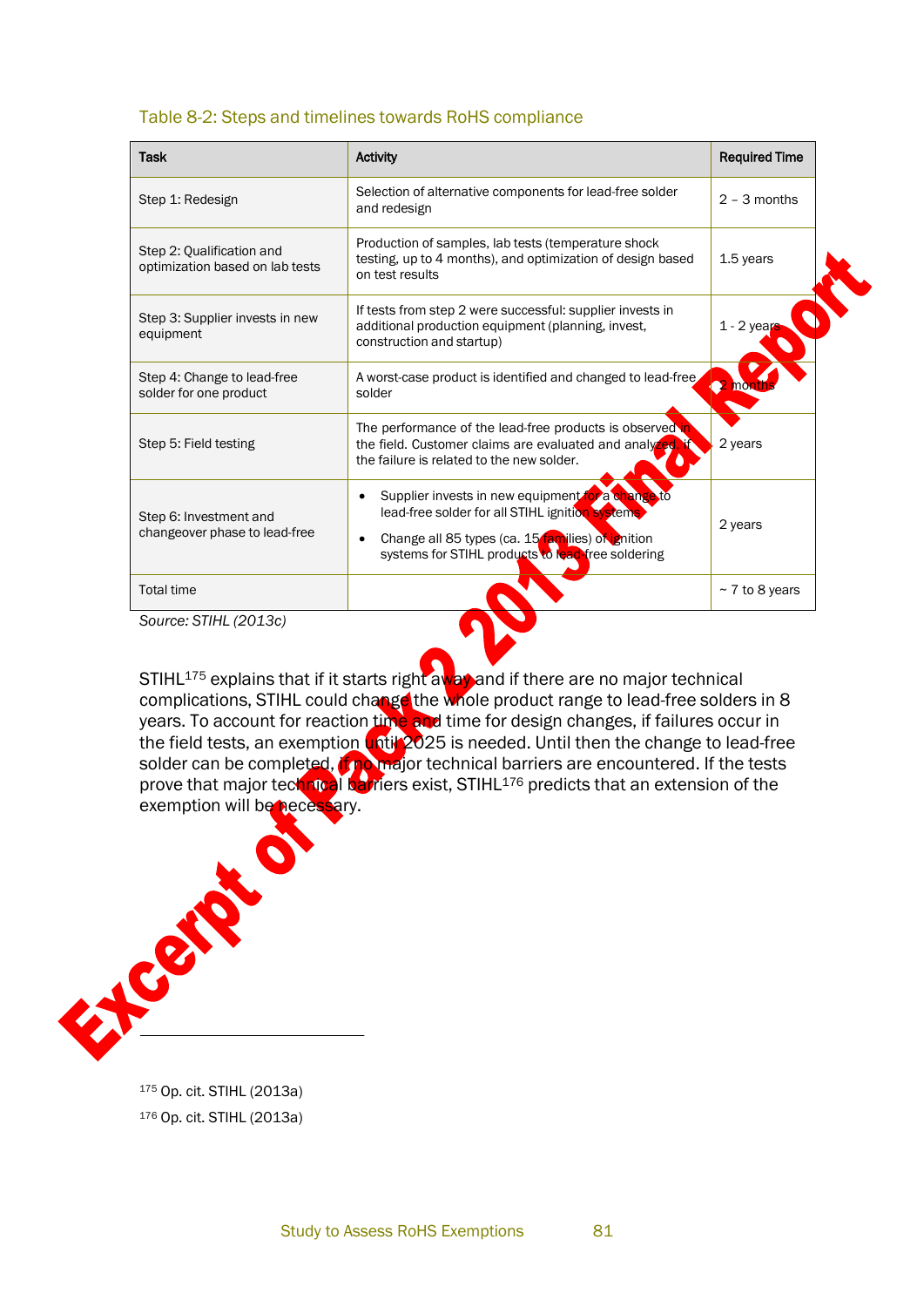Table 8-2: Steps and timelines towards RoHS compliance

| Task | Activity | Required Time |
|---|---|---|
| Step 1: Redesign | Selection of alternative components for lead-free solder and redesign | 2 – 3 months |
| Step 2: Qualification and optimization based on lab tests | Production of samples, lab tests (temperature shock testing, up to 4 months), and optimization of design based on test results | 1.5 years |
| Step 3: Supplier invests in new equipment | If tests from step 2 were successful: supplier invests in additional production equipment (planning, invest, construction and startup) | 1 - 2 years |
| Step 4: Change to lead-free solder for one product | A worst-case product is identified and changed to lead-free solder | 2 months |
| Step 5: Field testing | The performance of the lead-free products is observed in the field. Customer claims are evaluated and analyzed, if the failure is related to the new solder. | 2 years |
| Step 6: Investment and changeover phase to lead-free | • Supplier invests in new equipment for a change to lead-free solder for all STIHL ignition systems<br>• Change all 85 types (ca. 15 families) of ignition systems for STIHL products to lead-free soldering | 2 years |
| Total time | | ~ 7 to 8 years |

*Source: STIHL (2013c)*

STIHL[175] explains that if it starts right away and if there are no major technical complications, STIHL could change the whole product range to lead-free solders in 8 years. To account for reaction time and time for design changes, if failures occur in the field tests, an exemption until 2025 is needed. Until then the change to lead-free solder can be completed, if no major technical barriers are encountered. If the tests prove that major technical barriers exist, STIHL[176] predicts that an extension of the exemption will be necessary.

Excerpt of Pack 2 2013 Final Report

---

[175] Op. cit. STIHL (2013a)

[176] Op. cit. STIHL (2013a)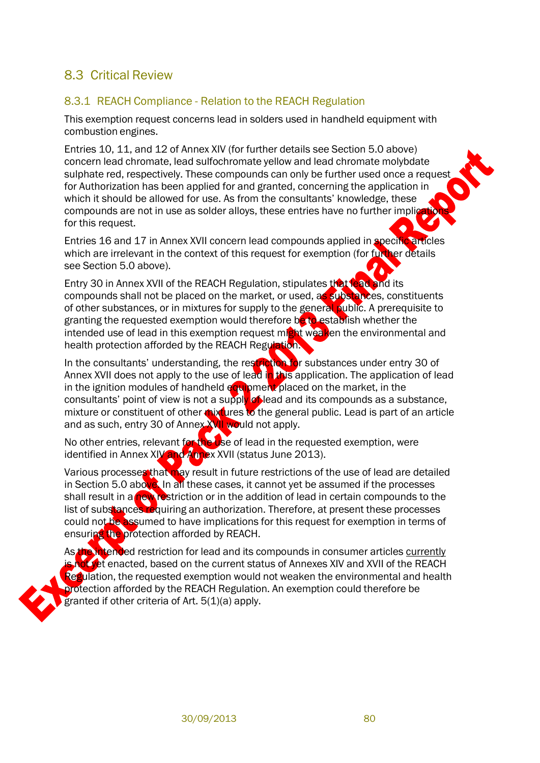## 8.3 Critical Review

### 8.3.1 REACH Compliance - Relation to the REACH Regulation

This exemption request concerns lead in solders used in handheld equipment with combustion engines.

Entries 10, 11, and 12 of Annex XIV (for further details see Section 5.0 above) concern lead chromate, lead sulfochromate yellow and lead chromate molybdate sulphate red, respectively. These compounds can only be further used once a request for Authorization has been applied for and granted, concerning the application in which it should be allowed for use. As from the consultants' knowledge, these compounds are not in use as solder alloys, these entries have no further implications for this request.

Entries 16 and 17 in Annex XVII concern lead compounds applied in specific articles which are irrelevant in the context of this request for exemption (for further details see Section 5.0 above).

Entry 30 in Annex XVII of the REACH Regulation, stipulates that lead and its compounds shall not be placed on the market, or used, as substances, constituents of other substances, or in mixtures for supply to the general public. A prerequisite to granting the requested exemption would therefore be to establish whether the intended use of lead in this exemption request might weaken the environmental and health protection afforded by the REACH Regulation.

In the consultants' understanding, the restriction for substances under entry 30 of Annex XVII does not apply to the use of lead in this application. The application of lead in the ignition modules of handheld equipment placed on the market, in the consultants' point of view is not a supply of lead and its compounds as a substance, mixture or constituent of other mixtures to the general public. Lead is part of an article and as such, entry 30 of Annex XVII would not apply.

No other entries, relevant for the use of lead in the requested exemption, were identified in Annex XIV and Annex XVII (status June 2013).

Various processes that may result in future restrictions of the use of lead are detailed in Section 5.0 above. In all these cases, it cannot yet be assumed if the processes shall result in a new restriction or in the addition of lead in certain compounds to the list of substances requiring an authorization. Therefore, at present these processes could not be assumed to have implications for this request for exemption in terms of ensuring the protection afforded by REACH.

As the intended restriction for lead and its compounds in consumer articles currently is not yet enacted, based on the current status of Annexes XIV and XVII of the REACH Regulation, the requested exemption would not weaken the environmental and health protection afforded by the REACH Regulation. An exemption could therefore be granted if other criteria of Art. 5(1)(a) apply.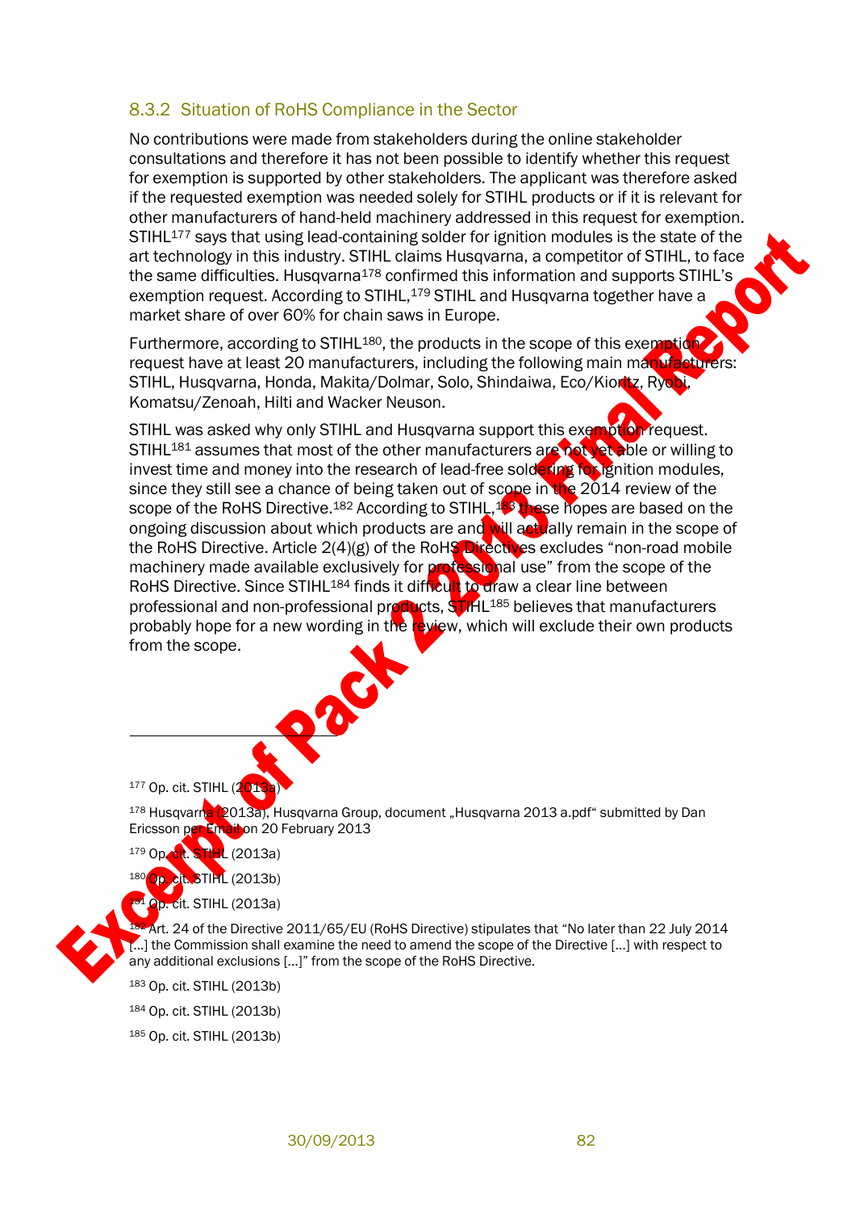### 8.3.2 Situation of RoHS Compliance in the Sector

No contributions were made from stakeholders during the online stakeholder consultations and therefore it has not been possible to identify whether this request for exemption is supported by other stakeholders. The applicant was therefore asked if the requested exemption was needed solely for STIHL products or if it is relevant for other manufacturers of hand-held machinery addressed in this request for exemption. STIHL[177] says that using lead-containing solder for ignition modules is the state of the art technology in this industry. STIHL claims Husqvarna, a competitor of STIHL, to face the same difficulties. Husqvarna[178] confirmed this information and supports STIHL's exemption request. According to STIHL,[179] STIHL and Husqvarna together have a market share of over 60% for chain saws in Europe.

Furthermore, according to STIHL[180], the products in the scope of this exemption request have at least 20 manufacturers, including the following main manufacturers: STIHL, Husqvarna, Honda, Makita/Dolmar, Solo, Shindaiwa, Eco/Kioritz, Ryobi, Komatsu/Zenoah, Hilti and Wacker Neuson.

STIHL was asked why only STIHL and Husqvarna support this exemption request. STIHL[181] assumes that most of the other manufacturers are not yet able or willing to invest time and money into the research of lead-free soldering for ignition modules, since they still see a chance of being taken out of scope in the 2014 review of the scope of the RoHS Directive.[182] According to STIHL,[183] these hopes are based on the ongoing discussion about which products are and will actually remain in the scope of the RoHS Directive. Article 2(4)(g) of the RoHS Directives excludes "non-road mobile machinery made available exclusively for professional use" from the scope of the RoHS Directive. Since STIHL[184] finds it difficult to draw a clear line between professional and non-professional products, STIHL[185] believes that manufacturers probably hope for a new wording in the review, which will exclude their own products from the scope.

---

[177] Op. cit. STIHL (2013a)

[178] Husqvarna (2013a), Husqvarna Group, document „Husqvarna 2013 a.pdf" submitted by Dan Ericsson per Email on 20 February 2013

[179] Op. cit. STIHL (2013a)

[180] Op. cit. STIHL (2013b)

[181] Op. cit. STIHL (2013a)

[182] Art. 24 of the Directive 2011/65/EU (RoHS Directive) stipulates that "No later than 22 July 2014 [...] the Commission shall examine the need to amend the scope of the Directive [...] with respect to any additional exclusions [...]" from the scope of the RoHS Directive.

[183] Op. cit. STIHL (2013b)

[184] Op. cit. STIHL (2013b)

[185] Op. cit. STIHL (2013b)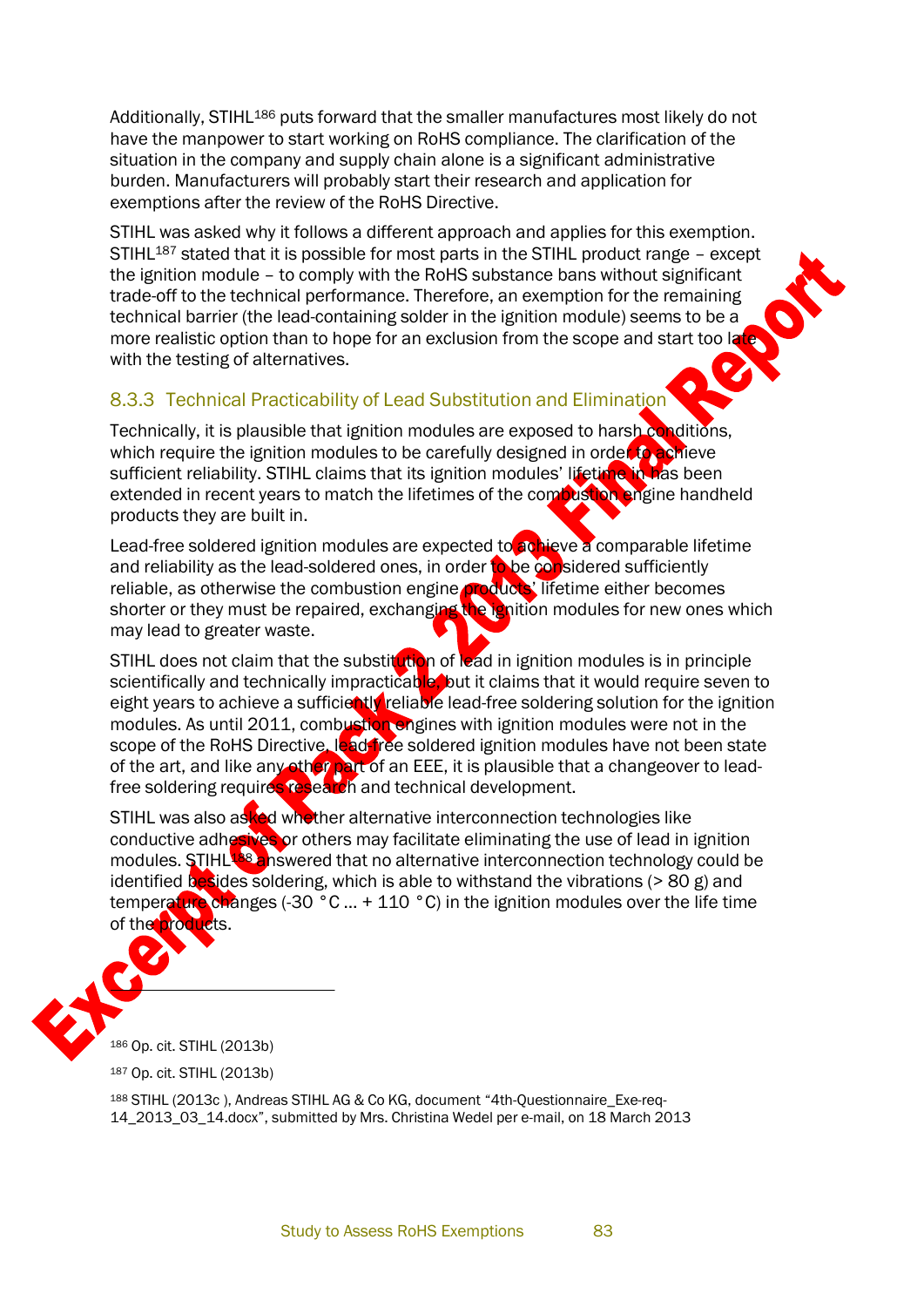Additionally, STIHL[186] puts forward that the smaller manufactures most likely do not have the manpower to start working on RoHS compliance. The clarification of the situation in the company and supply chain alone is a significant administrative burden. Manufacturers will probably start their research and application for exemptions after the review of the RoHS Directive.

STIHL was asked why it follows a different approach and applies for this exemption. STIHL[187] stated that it is possible for most parts in the STIHL product range – except the ignition module – to comply with the RoHS substance bans without significant trade-off to the technical performance. Therefore, an exemption for the remaining technical barrier (the lead-containing solder in the ignition module) seems to be a more realistic option than to hope for an exclusion from the scope and start too late with the testing of alternatives.

### 8.3.3 Technical Practicability of Lead Substitution and Elimination

Technically, it is plausible that ignition modules are exposed to harsh conditions, which require the ignition modules to be carefully designed in order to achieve sufficient reliability. STIHL claims that its ignition modules' lifetime in has been extended in recent years to match the lifetimes of the combustion engine handheld products they are built in.

Lead-free soldered ignition modules are expected to achieve a comparable lifetime and reliability as the lead-soldered ones, in order to be considered sufficiently reliable, as otherwise the combustion engine products' lifetime either becomes shorter or they must be repaired, exchanging the ignition modules for new ones which may lead to greater waste.

STIHL does not claim that the substitution of lead in ignition modules is in principle scientifically and technically impracticable, but it claims that it would require seven to eight years to achieve a sufficiently reliable lead-free soldering solution for the ignition modules. As until 2011, combustion engines with ignition modules were not in the scope of the RoHS Directive, lead-free soldered ignition modules have not been state of the art, and like any other part of an EEE, it is plausible that a changeover to lead-free soldering requires research and technical development.

STIHL was also asked whether alternative interconnection technologies like conductive adhesives or others may facilitate eliminating the use of lead in ignition modules. STIHL[188] answered that no alternative interconnection technology could be identified besides soldering, which is able to withstand the vibrations (> 80 g) and temperature changes (-30 °C ... + 110 °C) in the ignition modules over the life time of the products.

---

[186] Op. cit. STIHL (2013b)

[187] Op. cit. STIHL (2013b)

[188] STIHL (2013c ), Andreas STIHL AG & Co KG, document "4th-Questionnaire_Exe-req-14_2013_03_14.docx", submitted by Mrs. Christina Wedel per e-mail, on 18 March 2013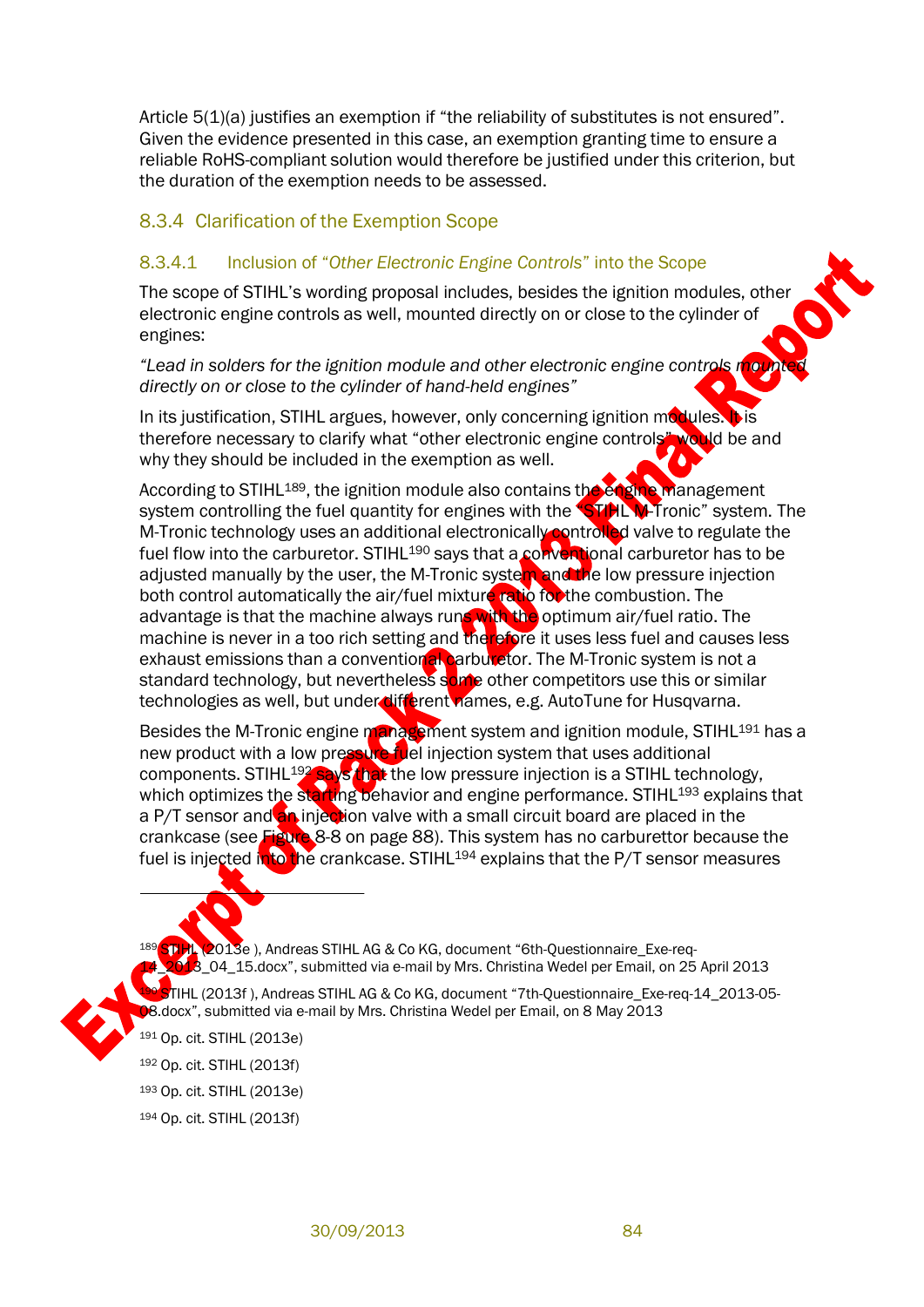Article 5(1)(a) justifies an exemption if “the reliability of substitutes is not ensured”. Given the evidence presented in this case, an exemption granting time to ensure a reliable RoHS-compliant solution would therefore be justified under this criterion, but the duration of the exemption needs to be assessed.

## 8.3.4 Clarification of the Exemption Scope

### 8.3.4.1 Inclusion of “*Other Electronic Engine Controls*” into the Scope

The scope of STIHL’s wording proposal includes, besides the ignition modules, other electronic engine controls as well, mounted directly on or close to the cylinder of engines:

*“Lead in solders for the ignition module and other electronic engine controls mounted directly on or close to the cylinder of hand-held engines”*

In its justification, STIHL argues, however, only concerning ignition modules. It is therefore necessary to clarify what “other electronic engine controls” would be and why they should be included in the exemption as well.

According to STIHL[189], the ignition module also contains the engine management system controlling the fuel quantity for engines with the “STIHL M-Tronic” system. The M-Tronic technology uses an additional electronically controlled valve to regulate the fuel flow into the carburetor. STIHL[190] says that a conventional carburetor has to be adjusted manually by the user, the M-Tronic system and the low pressure injection both control automatically the air/fuel mixture ratio for the combustion. The advantage is that the machine always runs with the optimum air/fuel ratio. The machine is never in a too rich setting and therefore it uses less fuel and causes less exhaust emissions than a conventional carburetor. The M-Tronic system is not a standard technology, but nevertheless some other competitors use this or similar technologies as well, but under different names, e.g. AutoTune for Husqvarna.

Besides the M-Tronic engine management system and ignition module, STIHL[191] has a new product with a low pressure fuel injection system that uses additional components. STIHL[192] says that the low pressure injection is a STIHL technology, which optimizes the starting behavior and engine performance. STIHL[193] explains that a P/T sensor and an injection valve with a small circuit board are placed in the crankcase (see Figure 8-8 on page 88). This system has no carburettor because the fuel is injected into the crankcase. STIHL[194] explains that the P/T sensor measures

---

[189] STIHL (2013e ), Andreas STIHL AG & Co KG, document “6th-Questionnaire_Exe-req-14_2013_04_15.docx”, submitted via e-mail by Mrs. Christina Wedel per Email, on 25 April 2013

[190] STIHL (2013f ), Andreas STIHL AG & Co KG, document “7th-Questionnaire_Exe-req-14_2013-05-08.docx”, submitted via e-mail by Mrs. Christina Wedel per Email, on 8 May 2013

[191] Op. cit. STIHL (2013e)

[192] Op. cit. STIHL (2013f)

[193] Op. cit. STIHL (2013e)

[194] Op. cit. STIHL (2013f)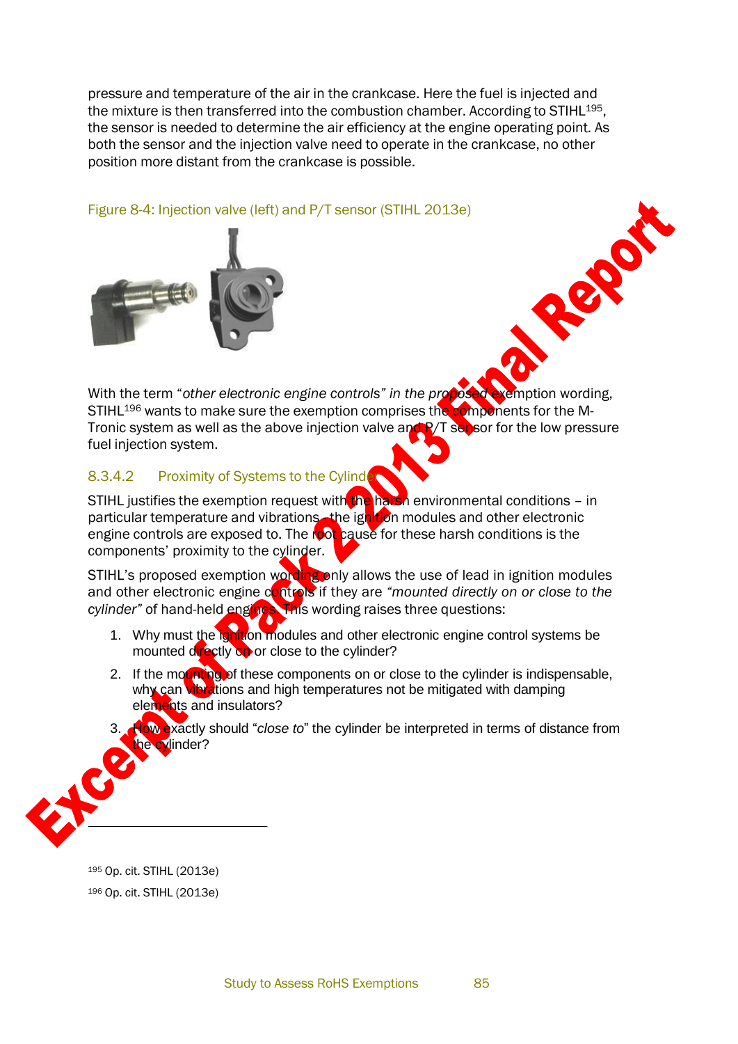pressure and temperature of the air in the crankcase. Here the fuel is injected and the mixture is then transferred into the combustion chamber. According to STIHL[195], the sensor is needed to determine the air efficiency at the engine operating point. As both the sensor and the injection valve need to operate in the crankcase, no other position more distant from the crankcase is possible.

Figure 8-4: Injection valve (left) and P/T sensor (STIHL 2013e)

With the term "*other electronic engine controls" in the proposed* exemption wording, STIHL[196] wants to make sure the exemption comprises the components for the M-Tronic system as well as the above injection valve and P/T sensor for the low pressure fuel injection system.

### 8.3.4.2 Proximity of Systems to the Cylinder

STIHL justifies the exemption request with the harsh environmental conditions – in particular temperature and vibrations – the ignition modules and other electronic engine controls are exposed to. The root cause for these harsh conditions is the components' proximity to the cylinder.

STIHL's proposed exemption wording only allows the use of lead in ignition modules and other electronic engine controls if they are *"mounted directly on or close to the cylinder"* of hand-held engines. This wording raises three questions:

1. Why must the ignition modules and other electronic engine control systems be mounted directly on or close to the cylinder?
2. If the mounting of these components on or close to the cylinder is indispensable, why can vibrations and high temperatures not be mitigated with damping elements and insulators?
3. How exactly should "*close to*" the cylinder be interpreted in terms of distance from the cylinder?

[195] Op. cit. STIHL (2013e)

[196] Op. cit. STIHL (2013e)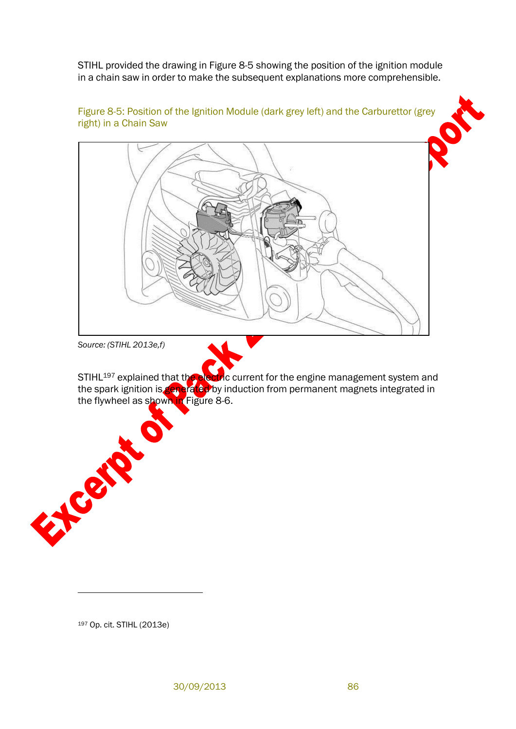STIHL provided the drawing in Figure 8-5 showing the position of the ignition module in a chain saw in order to make the subsequent explanations more comprehensible.

Figure 8-5: Position of the Ignition Module (dark grey left) and the Carburettor (grey right) in a Chain Saw

*Source: (STIHL 2013e,f)*

STIHL[197] explained that the electric current for the engine management system and the spark ignition is generated by induction from permanent magnets integrated in the flywheel as shown in Figure 8-6.

[197] Op. cit. STIHL (2013e)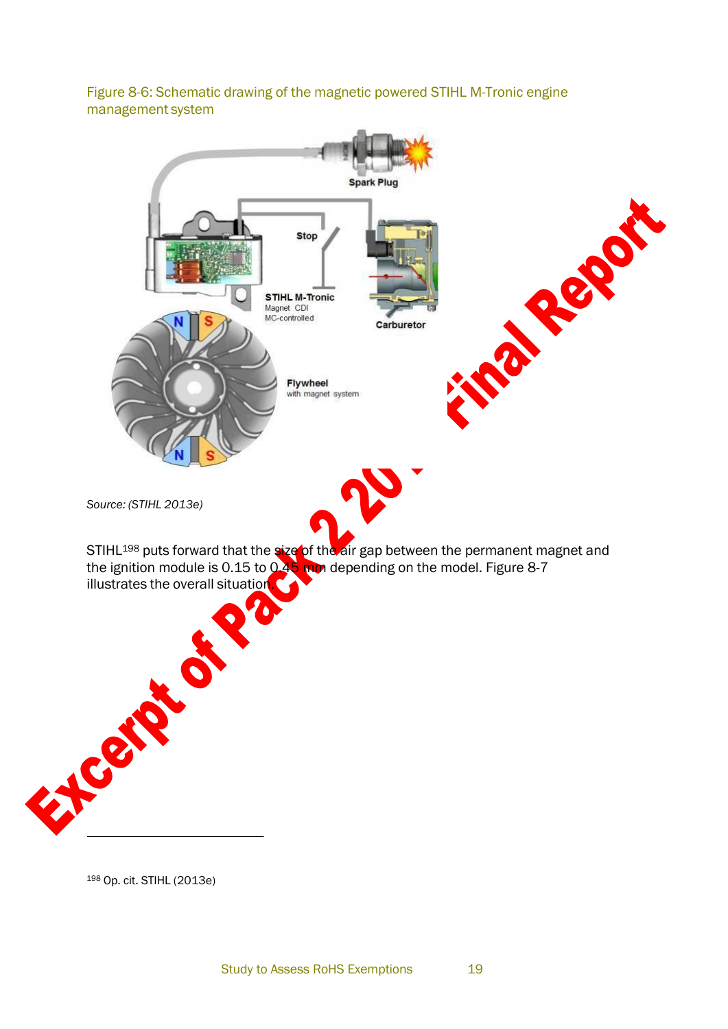Figure 8-6: Schematic drawing of the magnetic powered STIHL M-Tronic engine management system

*Source: (STIHL 2013e)*

STIHL[198] puts forward that the size of the air gap between the permanent magnet and the ignition module is 0.15 to 0.45 mm depending on the model. Figure 8-7 illustrates the overall situation.

[198] Op. cit. STIHL (2013e)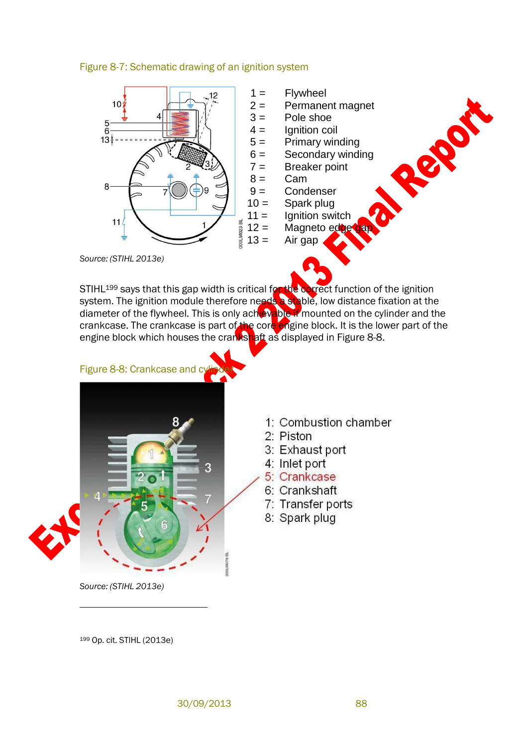Figure 8-7: Schematic drawing of an ignition system

| | |
|---|---|
| 1 = | Flywheel |
| 2 = | Permanent magnet |
| 3 = | Pole shoe |
| 4 = | Ignition coil |
| 5 = | Primary winding |
| 6 = | Secondary winding |
| 7 = | Breaker point |
| 8 = | Cam |
| 9 = | Condenser |
| 10 = | Spark plug |
| 11 = | Ignition switch |
| 12 = | Magneto edge gap |
| 13 = | Air gap |

*Source: (STIHL 2013e)*

STIHL[199] says that this gap width is critical for the correct function of the ignition system. The ignition module therefore needs a stable, low distance fixation at the diameter of the flywheel. This is only achievable if mounted on the cylinder and the crankcase. The crankcase is part of the core engine block. It is the lower part of the engine block which houses the crankshaft as displayed in Figure 8-8.

Figure 8-8: Crankcase and cylinder

1: Combustion chamber
2: Piston
3: Exhaust port
4: Inlet port
5: Crankcase
6: Crankshaft
7: Transfer ports
8: Spark plug

*Source: (STIHL 2013e)*

[199] Op. cit. STIHL (2013e)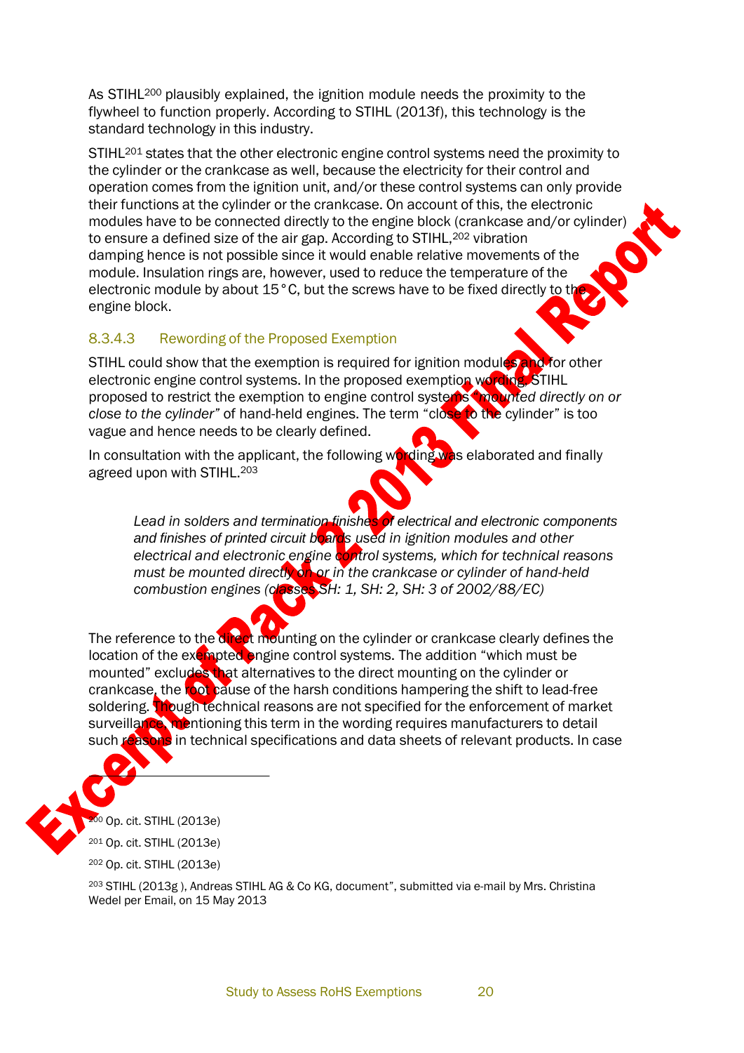As STIHL[200] plausibly explained, the ignition module needs the proximity to the flywheel to function properly. According to STIHL (2013f), this technology is the standard technology in this industry.

STIHL[201] states that the other electronic engine control systems need the proximity to the cylinder or the crankcase as well, because the electricity for their control and operation comes from the ignition unit, and/or these control systems can only provide their functions at the cylinder or the crankcase. On account of this, the electronic modules have to be connected directly to the engine block (crankcase and/or cylinder) to ensure a defined size of the air gap. According to STIHL,[202] vibration damping hence is not possible since it would enable relative movements of the module. Insulation rings are, however, used to reduce the temperature of the electronic module by about 15 °C, but the screws have to be fixed directly to the engine block.

### 8.3.4.3 Rewording of the Proposed Exemption

STIHL could show that the exemption is required for ignition modules and for other electronic engine control systems. In the proposed exemption wording, STIHL proposed to restrict the exemption to engine control systems *"mounted directly on or close to the cylinder"* of hand-held engines. The term "close to the cylinder" is too vague and hence needs to be clearly defined.

In consultation with the applicant, the following wording was elaborated and finally agreed upon with STIHL.[203]

> *Lead in solders and termination finishes of electrical and electronic components and finishes of printed circuit boards used in ignition modules and other electrical and electronic engine control systems, which for technical reasons must be mounted directly on or in the crankcase or cylinder of hand-held combustion engines (classes SH: 1, SH: 2, SH: 3 of 2002/88/EC)*

The reference to the direct mounting on the cylinder or crankcase clearly defines the location of the exempted engine control systems. The addition "which must be mounted" excludes that alternatives to the direct mounting on the cylinder or crankcase, the root cause of the harsh conditions hampering the shift to lead-free soldering. Though technical reasons are not specified for the enforcement of market surveillance, mentioning this term in the wording requires manufacturers to detail such reasons in technical specifications and data sheets of relevant products. In case

---

[200] Op. cit. STIHL (2013e)

[201] Op. cit. STIHL (2013e)

[202] Op. cit. STIHL (2013e)

[203] STIHL (2013g ), Andreas STIHL AG & Co KG, document", submitted via e-mail by Mrs. Christina Wedel per Email, on 15 May 2013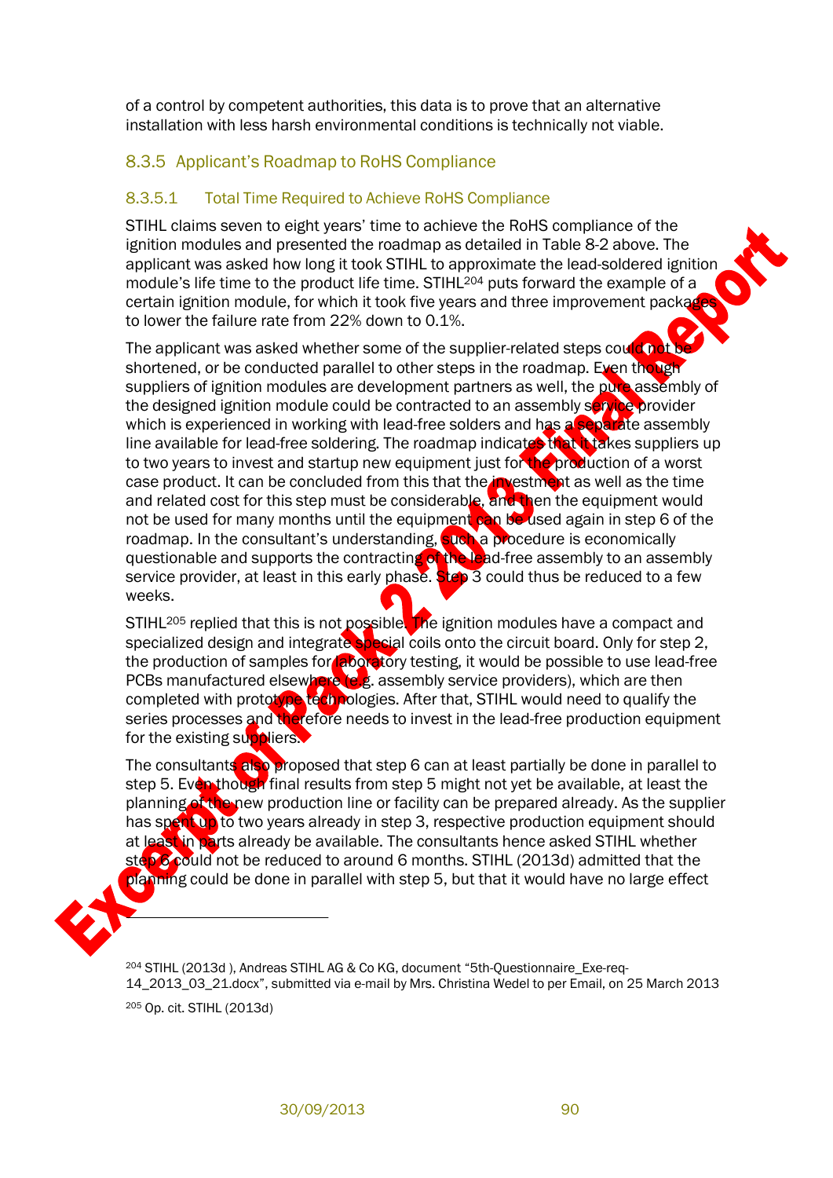of a control by competent authorities, this data is to prove that an alternative installation with less harsh environmental conditions is technically not viable.

### 8.3.5 Applicant's Roadmap to RoHS Compliance

#### 8.3.5.1 Total Time Required to Achieve RoHS Compliance

STIHL claims seven to eight years' time to achieve the RoHS compliance of the ignition modules and presented the roadmap as detailed in Table 8-2 above. The applicant was asked how long it took STIHL to approximate the lead-soldered ignition module's life time to the product life time. STIHL[204] puts forward the example of a certain ignition module, for which it took five years and three improvement packages to lower the failure rate from 22% down to 0.1%.

The applicant was asked whether some of the supplier-related steps could not be shortened, or be conducted parallel to other steps in the roadmap. Even though suppliers of ignition modules are development partners as well, the pure assembly of the designed ignition module could be contracted to an assembly service provider which is experienced in working with lead-free solders and has a separate assembly line available for lead-free soldering. The roadmap indicates that it takes suppliers up to two years to invest and startup new equipment just for the production of a worst case product. It can be concluded from this that the investment as well as the time and related cost for this step must be considerable, and then the equipment would not be used for many months until the equipment can be used again in step 6 of the roadmap. In the consultant's understanding, such a procedure is economically questionable and supports the contracting of the lead-free assembly to an assembly service provider, at least in this early phase. Step 3 could thus be reduced to a few weeks.

STIHL[205] replied that this is not possible. The ignition modules have a compact and specialized design and integrate special coils onto the circuit board. Only for step 2, the production of samples for laboratory testing, it would be possible to use lead-free PCBs manufactured elsewhere (e.g. assembly service providers), which are then completed with prototype technologies. After that, STIHL would need to qualify the series processes and therefore needs to invest in the lead-free production equipment for the existing suppliers.

The consultants also proposed that step 6 can at least partially be done in parallel to step 5. Even though final results from step 5 might not yet be available, at least the planning of the new production line or facility can be prepared already. As the supplier has spent up to two years already in step 3, respective production equipment should at least in parts already be available. The consultants hence asked STIHL whether step 6 could not be reduced to around 6 months. STIHL (2013d) admitted that the planning could be done in parallel with step 5, but that it would have no large effect

---

[204] STIHL (2013d ), Andreas STIHL AG & Co KG, document "5th-Questionnaire_Exe-req-14_2013_03_21.docx", submitted via e-mail by Mrs. Christina Wedel to per Email, on 25 March 2013

[205] Op. cit. STIHL (2013d)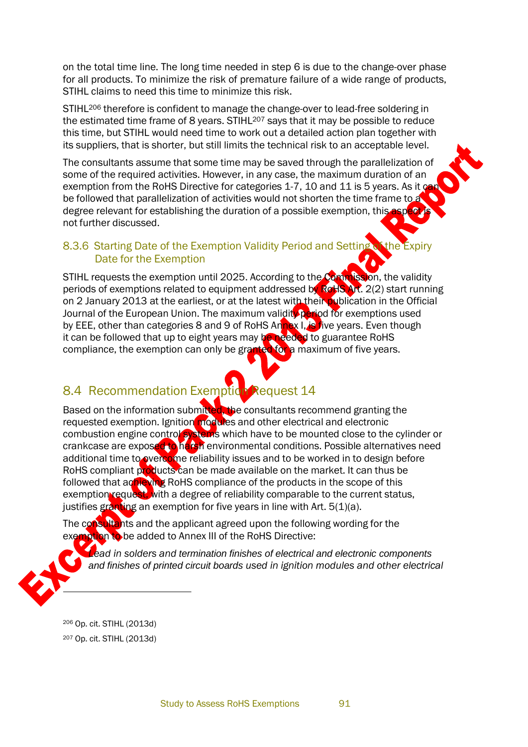on the total time line. The long time needed in step 6 is due to the change-over phase for all products. To minimize the risk of premature failure of a wide range of products, STIHL claims to need this time to minimize this risk.

STIHL[206] therefore is confident to manage the change-over to lead-free soldering in the estimated time frame of 8 years. STIHL[207] says that it may be possible to reduce this time, but STIHL would need time to work out a detailed action plan together with its suppliers, that is shorter, but still limits the technical risk to an acceptable level.

The consultants assume that some time may be saved through the parallelization of some of the required activities. However, in any case, the maximum duration of an exemption from the RoHS Directive for categories 1-7, 10 and 11 is 5 years. As it can be followed that parallelization of activities would not shorten the time frame to a degree relevant for establishing the duration of a possible exemption, this aspect is not further discussed.

### 8.3.6 Starting Date of the Exemption Validity Period and Setting of the Expiry Date for the Exemption

STIHL requests the exemption until 2025. According to the Commission, the validity periods of exemptions related to equipment addressed by RoHS Art. 2(2) start running on 2 January 2013 at the earliest, or at the latest with their publication in the Official Journal of the European Union. The maximum validity period for exemptions used by EEE, other than categories 8 and 9 of RoHS Annex I, is five years. Even though it can be followed that up to eight years may be needed to guarantee RoHS compliance, the exemption can only be granted for a maximum of five years.

## 8.4 Recommendation Exemption Request 14

Based on the information submitted, the consultants recommend granting the requested exemption. Ignition modules and other electrical and electronic combustion engine control systems which have to be mounted close to the cylinder or crankcase are exposed to harsh environmental conditions. Possible alternatives need additional time to overcome reliability issues and to be worked in to design before RoHS compliant products can be made available on the market. It can thus be followed that achieving RoHS compliance of the products in the scope of this exemption request, with a degree of reliability comparable to the current status, justifies granting an exemption for five years in line with Art. 5(1)(a).

The consultants and the applicant agreed upon the following wording for the exemption to be added to Annex III of the RoHS Directive:

> *Lead in solders and termination finishes of electrical and electronic components and finishes of printed circuit boards used in ignition modules and other electrical*

---

[206] Op. cit. STIHL (2013d)

[207] Op. cit. STIHL (2013d)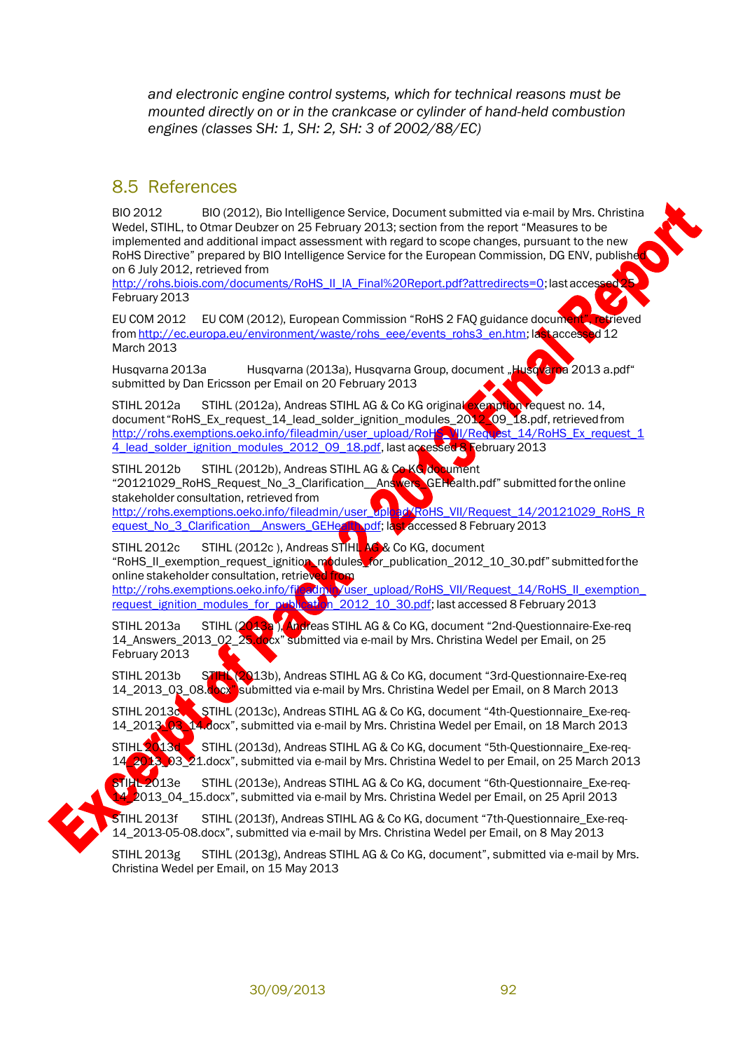*and electronic engine control systems, which for technical reasons must be mounted directly on or in the crankcase or cylinder of hand-held combustion engines (classes SH: 1, SH: 2, SH: 3 of 2002/88/EC)*

## 8.5 References

BIO 2012 BIO (2012), Bio Intelligence Service, Document submitted via e-mail by Mrs. Christina Wedel, STIHL, to Otmar Deubzer on 25 February 2013; section from the report "Measures to be implemented and additional impact assessment with regard to scope changes, pursuant to the new RoHS Directive" prepared by BIO Intelligence Service for the European Commission, DG ENV, published on 6 July 2012, retrieved from http://rohs.biois.com/documents/RoHS_II_IA_Final%20Report.pdf?attredirects=0; last accessed 25 February 2013

EU COM 2012 EU COM (2012), European Commission "RoHS 2 FAQ guidance document", retrieved from http://ec.europa.eu/environment/waste/rohs_eee/events_rohs3_en.htm; last accessed 12 March 2013

Husqvarna 2013a Husqvarna (2013a), Husqvarna Group, document „Husqvarna 2013 a.pdf" submitted by Dan Ericsson per Email on 20 February 2013

STIHL 2012a STIHL (2012a), Andreas STIHL AG & Co KG original exemption request no. 14, document "RoHS_Ex_request_14_lead_solder_ignition_modules_2012_09_18.pdf, retrieved from http://rohs.exemptions.oeko.info/fileadmin/user_upload/RoHS_VII/Request_14/RoHS_Ex_request_14_lead_solder_ignition_modules_2012_09_18.pdf, last accessed 8 February 2013

STIHL 2012b STIHL (2012b), Andreas STIHL AG & Co KG, document "20121029_RoHS_Request_No_3_Clarification__Answers_GEHealth.pdf" submitted for the online stakeholder consultation, retrieved from http://rohs.exemptions.oeko.info/fileadmin/user_upload/RoHS_VII/Request_14/20121029_RoHS_Request_No_3_Clarification__Answers_GEHealth.pdf; last accessed 8 February 2013

STIHL 2012c STIHL (2012c ), Andreas STIHL AG & Co KG, document "RoHS_II_exemption_request_ignition_modules_for_publication_2012_10_30.pdf" submitted for the online stakeholder consultation, retrieved from http://rohs.exemptions.oeko.info/fileadmin/user_upload/RoHS_VII/Request_14/RoHS_II_exemption_request_ignition_modules_for_publication_2012_10_30.pdf; last accessed 8 February 2013

STIHL 2013a STIHL (2013a ), Andreas STIHL AG & Co KG, document "2nd-Questionnaire-Exe-req 14_Answers_2013_02_25.docx" submitted via e-mail by Mrs. Christina Wedel per Email, on 25 February 2013

STIHL 2013b STIHL (2013b), Andreas STIHL AG & Co KG, document "3rd-Questionnaire-Exe-req 14_2013_03_08.docx" submitted via e-mail by Mrs. Christina Wedel per Email, on 8 March 2013

STIHL 2013c STIHL (2013c), Andreas STIHL AG & Co KG, document "4th-Questionnaire_Exe-req-14_2013_03_14.docx", submitted via e-mail by Mrs. Christina Wedel per Email, on 18 March 2013

STIHL 2013d STIHL (2013d), Andreas STIHL AG & Co KG, document "5th-Questionnaire_Exe-req-14_2013_03_21.docx", submitted via e-mail by Mrs. Christina Wedel to per Email, on 25 March 2013

STIHL 2013e STIHL (2013e), Andreas STIHL AG & Co KG, document "6th-Questionnaire_Exe-req-14_2013_04_15.docx", submitted via e-mail by Mrs. Christina Wedel per Email, on 25 April 2013

STIHL 2013f STIHL (2013f), Andreas STIHL AG & Co KG, document "7th-Questionnaire_Exe-req-14_2013-05-08.docx", submitted via e-mail by Mrs. Christina Wedel per Email, on 8 May 2013

STIHL 2013g STIHL (2013g), Andreas STIHL AG & Co KG, document", submitted via e-mail by Mrs. Christina Wedel per Email, on 15 May 2013

Excerpt of Pack 2 2013 Final Report